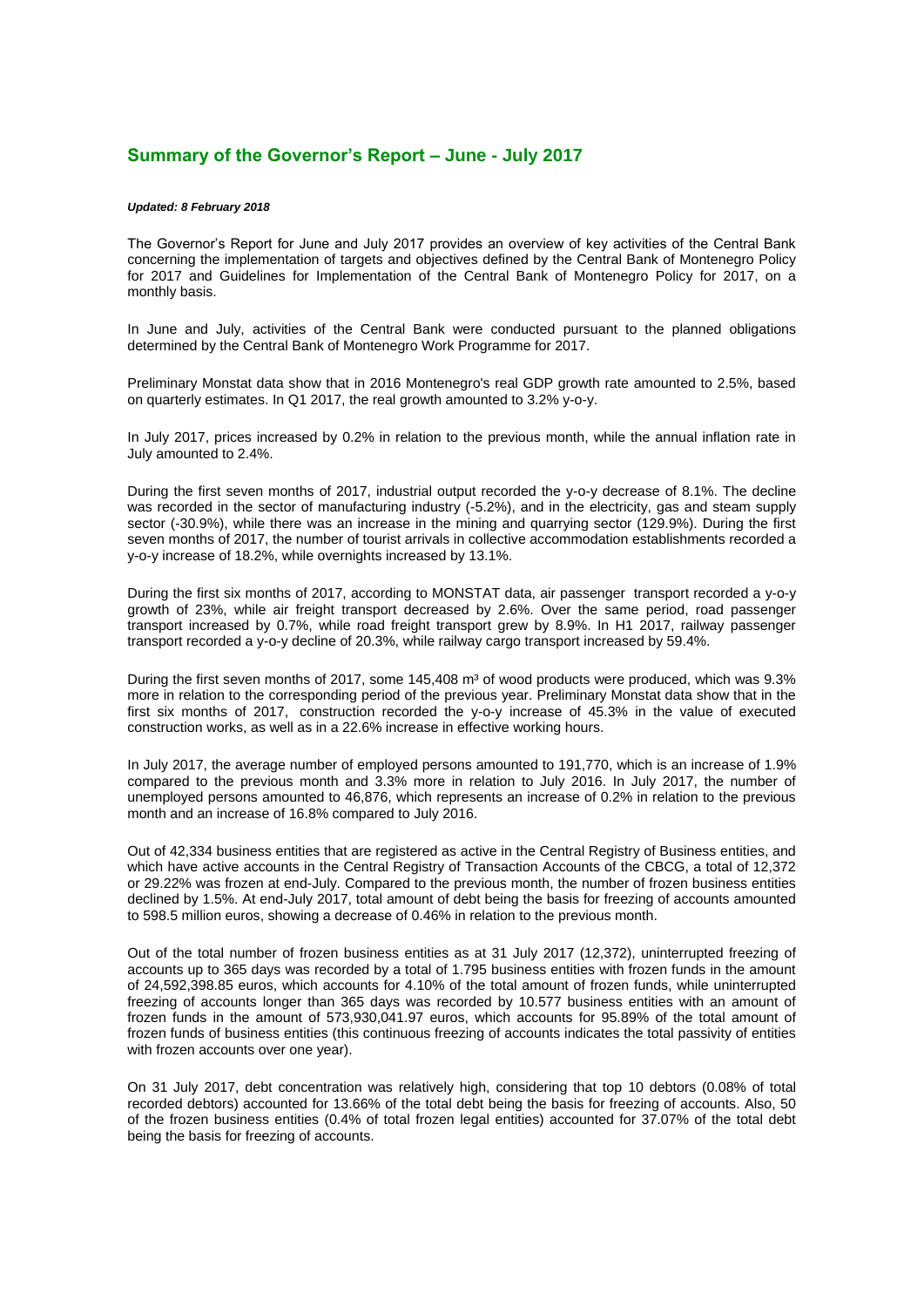## Summary of the Governor's Report – June - July 2017

***Updated: 8 February 2018***

The Governor's Report for June and July 2017 provides an overview of key activities of the Central Bank concerning the implementation of targets and objectives defined by the Central Bank of Montenegro Policy for 2017 and Guidelines for Implementation of the Central Bank of Montenegro Policy for 2017, on a monthly basis.

In June and July, activities of the Central Bank were conducted pursuant to the planned obligations determined by the Central Bank of Montenegro Work Programme for 2017.

Preliminary Monstat data show that in 2016 Montenegro's real GDP growth rate amounted to 2.5%, based on quarterly estimates. In Q1 2017, the real growth amounted to 3.2% y-o-y.

In July 2017, prices increased by 0.2% in relation to the previous month, while the annual inflation rate in July amounted to 2.4%.

During the first seven months of 2017, industrial output recorded the y-o-y decrease of 8.1%. The decline was recorded in the sector of manufacturing industry (-5.2%), and in the electricity, gas and steam supply sector (-30.9%), while there was an increase in the mining and quarrying sector (129.9%). During the first seven months of 2017, the number of tourist arrivals in collective accommodation establishments recorded a y-o-y increase of 18.2%, while overnights increased by 13.1%.

During the first six months of 2017, according to MONSTAT data, air passenger transport recorded a y-o-y growth of 23%, while air freight transport decreased by 2.6%. Over the same period, road passenger transport increased by 0.7%, while road freight transport grew by 8.9%. In H1 2017, railway passenger transport recorded a y-o-y decline of 20.3%, while railway cargo transport increased by 59.4%.

During the first seven months of 2017, some 145,408 m³ of wood products were produced, which was 9.3% more in relation to the corresponding period of the previous year. Preliminary Monstat data show that in the first six months of 2017, construction recorded the y-o-y increase of 45.3% in the value of executed construction works, as well as in a 22.6% increase in effective working hours.

In July 2017, the average number of employed persons amounted to 191,770, which is an increase of 1.9% compared to the previous month and 3.3% more in relation to July 2016. In July 2017, the number of unemployed persons amounted to 46,876, which represents an increase of 0.2% in relation to the previous month and an increase of 16.8% compared to July 2016.

Out of 42,334 business entities that are registered as active in the Central Registry of Business entities, and which have active accounts in the Central Registry of Transaction Accounts of the CBCG, a total of 12,372 or 29.22% was frozen at end-July. Compared to the previous month, the number of frozen business entities declined by 1.5%. At end-July 2017, total amount of debt being the basis for freezing of accounts amounted to 598.5 million euros, showing a decrease of 0.46% in relation to the previous month.

Out of the total number of frozen business entities as at 31 July 2017 (12,372), uninterrupted freezing of accounts up to 365 days was recorded by a total of 1.795 business entities with frozen funds in the amount of 24,592,398.85 euros, which accounts for 4.10% of the total amount of frozen funds, while uninterrupted freezing of accounts longer than 365 days was recorded by 10.577 business entities with an amount of frozen funds in the amount of 573,930,041.97 euros, which accounts for 95.89% of the total amount of frozen funds of business entities (this continuous freezing of accounts indicates the total passivity of entities with frozen accounts over one year).

On 31 July 2017, debt concentration was relatively high, considering that top 10 debtors (0.08% of total recorded debtors) accounted for 13.66% of the total debt being the basis for freezing of accounts. Also, 50 of the frozen business entities (0.4% of total frozen legal entities) accounted for 37.07% of the total debt being the basis for freezing of accounts.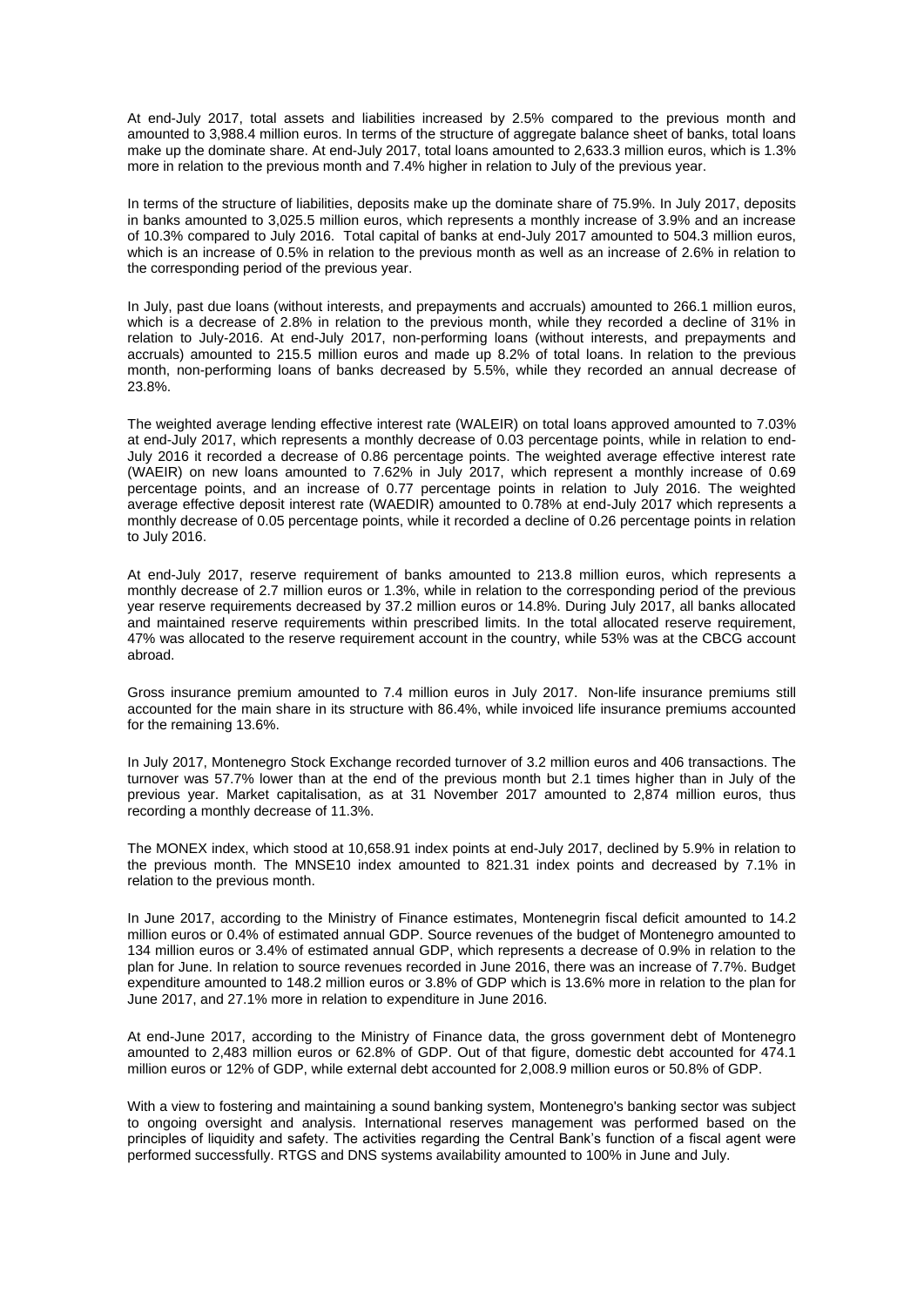At end-July 2017, total assets and liabilities increased by 2.5% compared to the previous month and amounted to 3,988.4 million euros. In terms of the structure of aggregate balance sheet of banks, total loans make up the dominate share. At end-July 2017, total loans amounted to 2,633.3 million euros, which is 1.3% more in relation to the previous month and 7.4% higher in relation to July of the previous year.

In terms of the structure of liabilities, deposits make up the dominate share of 75.9%. In July 2017, deposits in banks amounted to 3,025.5 million euros, which represents a monthly increase of 3.9% and an increase of 10.3% compared to July 2016. Total capital of banks at end-July 2017 amounted to 504.3 million euros, which is an increase of 0.5% in relation to the previous month as well as an increase of 2.6% in relation to the corresponding period of the previous year.

In July, past due loans (without interests, and prepayments and accruals) amounted to 266.1 million euros, which is a decrease of 2.8% in relation to the previous month, while they recorded a decline of 31% in relation to July-2016. At end-July 2017, non-performing loans (without interests, and prepayments and accruals) amounted to 215.5 million euros and made up 8.2% of total loans. In relation to the previous month, non-performing loans of banks decreased by 5.5%, while they recorded an annual decrease of 23.8%.

The weighted average lending effective interest rate (WALEIR) on total loans approved amounted to 7.03% at end-July 2017, which represents a monthly decrease of 0.03 percentage points, while in relation to end-July 2016 it recorded a decrease of 0.86 percentage points. The weighted average effective interest rate (WAEIR) on new loans amounted to 7.62% in July 2017, which represent a monthly increase of 0.69 percentage points, and an increase of 0.77 percentage points in relation to July 2016. The weighted average effective deposit interest rate (WAEDIR) amounted to 0.78% at end-July 2017 which represents a monthly decrease of 0.05 percentage points, while it recorded a decline of 0.26 percentage points in relation to July 2016.

At end-July 2017, reserve requirement of banks amounted to 213.8 million euros, which represents a monthly decrease of 2.7 million euros or 1.3%, while in relation to the corresponding period of the previous year reserve requirements decreased by 37.2 million euros or 14.8%. During July 2017, all banks allocated and maintained reserve requirements within prescribed limits. In the total allocated reserve requirement, 47% was allocated to the reserve requirement account in the country, while 53% was at the CBCG account abroad.

Gross insurance premium amounted to 7.4 million euros in July 2017. Non-life insurance premiums still accounted for the main share in its structure with 86.4%, while invoiced life insurance premiums accounted for the remaining 13.6%.

In July 2017, Montenegro Stock Exchange recorded turnover of 3.2 million euros and 406 transactions. The turnover was 57.7% lower than at the end of the previous month but 2.1 times higher than in July of the previous year. Market capitalisation, as at 31 November 2017 amounted to 2,874 million euros, thus recording a monthly decrease of 11.3%.

The MONEX index, which stood at 10,658.91 index points at end-July 2017, declined by 5.9% in relation to the previous month. The MNSE10 index amounted to 821.31 index points and decreased by 7.1% in relation to the previous month.

In June 2017, according to the Ministry of Finance estimates, Montenegrin fiscal deficit amounted to 14.2 million euros or 0.4% of estimated annual GDP. Source revenues of the budget of Montenegro amounted to 134 million euros or 3.4% of estimated annual GDP, which represents a decrease of 0.9% in relation to the plan for June. In relation to source revenues recorded in June 2016, there was an increase of 7.7%. Budget expenditure amounted to 148.2 million euros or 3.8% of GDP which is 13.6% more in relation to the plan for June 2017, and 27.1% more in relation to expenditure in June 2016.

At end-June 2017, according to the Ministry of Finance data, the gross government debt of Montenegro amounted to 2,483 million euros or 62.8% of GDP. Out of that figure, domestic debt accounted for 474.1 million euros or 12% of GDP, while external debt accounted for 2,008.9 million euros or 50.8% of GDP.

With a view to fostering and maintaining a sound banking system, Montenegro's banking sector was subject to ongoing oversight and analysis. International reserves management was performed based on the principles of liquidity and safety. The activities regarding the Central Bank's function of a fiscal agent were performed successfully. RTGS and DNS systems availability amounted to 100% in June and July.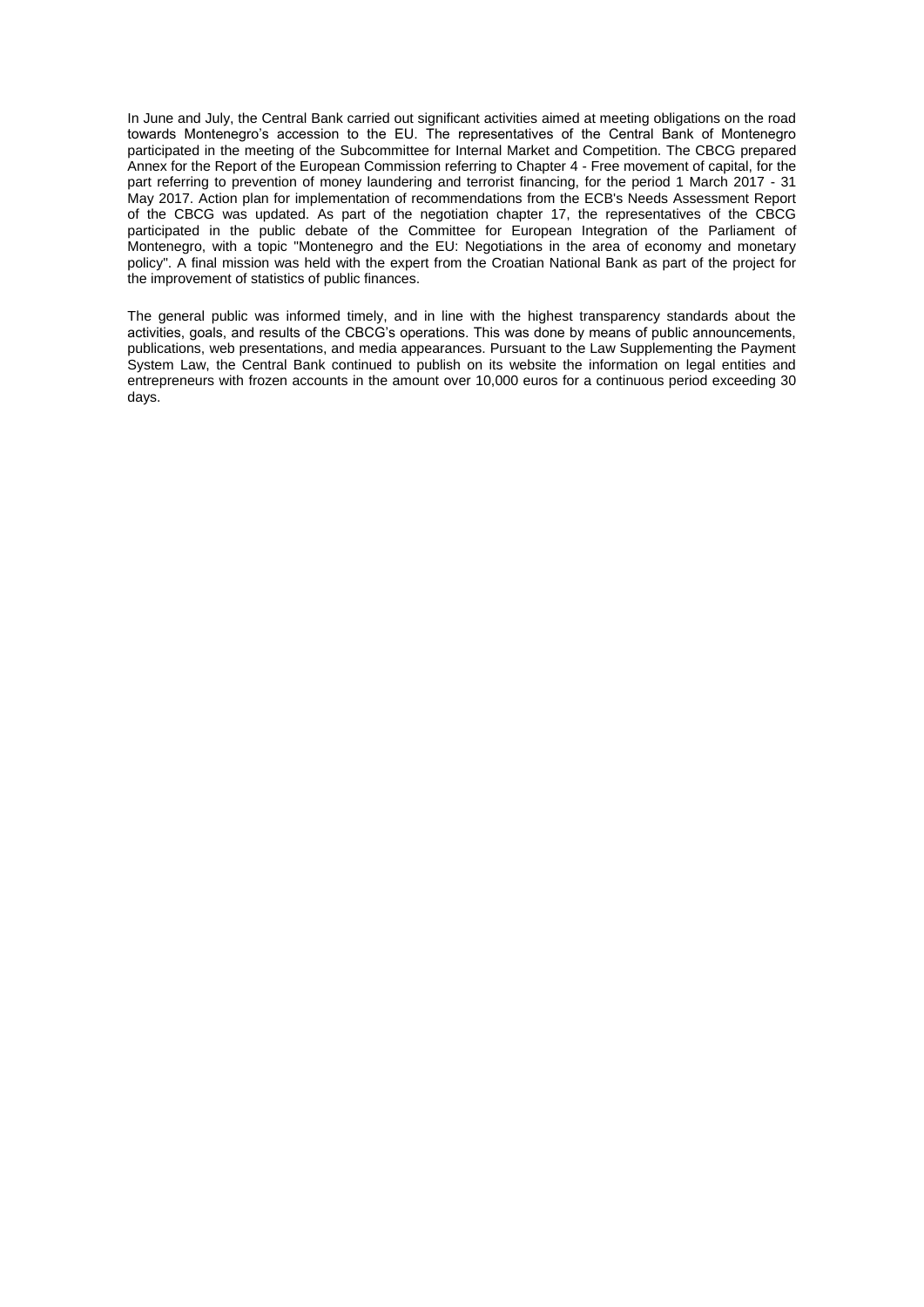In June and July, the Central Bank carried out significant activities aimed at meeting obligations on the road towards Montenegro's accession to the EU. The representatives of the Central Bank of Montenegro participated in the meeting of the Subcommittee for Internal Market and Competition. The CBCG prepared Annex for the Report of the European Commission referring to Chapter 4 - Free movement of capital, for the part referring to prevention of money laundering and terrorist financing, for the period 1 March 2017 - 31 May 2017. Action plan for implementation of recommendations from the ECB's Needs Assessment Report of the CBCG was updated. As part of the negotiation chapter 17, the representatives of the CBCG participated in the public debate of the Committee for European Integration of the Parliament of Montenegro, with a topic "Montenegro and the EU: Negotiations in the area of economy and monetary policy". A final mission was held with the expert from the Croatian National Bank as part of the project for the improvement of statistics of public finances.

The general public was informed timely, and in line with the highest transparency standards about the activities, goals, and results of the CBCG's operations. This was done by means of public announcements, publications, web presentations, and media appearances. Pursuant to the Law Supplementing the Payment System Law, the Central Bank continued to publish on its website the information on legal entities and entrepreneurs with frozen accounts in the amount over 10,000 euros for a continuous period exceeding 30 days.